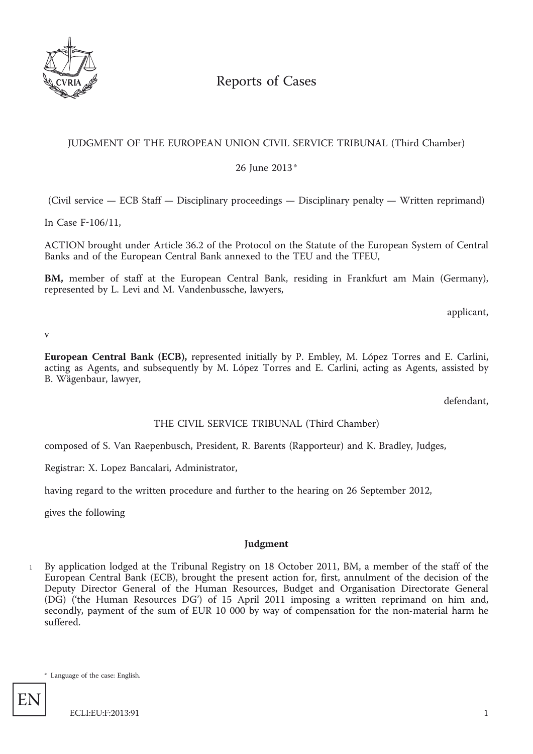# Reports of Cases

JUDGMENT OF THE EUROPEAN UNION CIVIL SERVICE TRIBUNAL (Third Chamber)

26 June 2013*

(Civil service — ECB Staff — Disciplinary proceedings — Disciplinary penalty — Written reprimand)

In Case F-106/11,

ACTION brought under Article 36.2 of the Protocol on the Statute of the European System of Central Banks and of the European Central Bank annexed to the TEU and the TFEU,

**BM,** member of staff at the European Central Bank, residing in Frankfurt am Main (Germany), represented by L. Levi and M. Vandenbussche, lawyers,

applicant,

v

**European Central Bank (ECB),** represented initially by P. Embley, M. López Torres and E. Carlini, acting as Agents, and subsequently by M. López Torres and E. Carlini, acting as Agents, assisted by B. Wägenbaur, lawyer,

defendant,

THE CIVIL SERVICE TRIBUNAL (Third Chamber)

composed of S. Van Raepenbusch, President, R. Barents (Rapporteur) and K. Bradley, Judges,

Registrar: X. Lopez Bancalari, Administrator,

having regard to the written procedure and further to the hearing on 26 September 2012,

gives the following

## Judgment

1 By application lodged at the Tribunal Registry on 18 October 2011, BM, a member of the staff of the European Central Bank (ECB), brought the present action for, first, annulment of the decision of the Deputy Director General of the Human Resources, Budget and Organisation Directorate General (DG) ('the Human Resources DG') of 15 April 2011 imposing a written reprimand on him and, secondly, payment of the sum of EUR 10 000 by way of compensation for the non-material harm he suffered.

\* Language of the case: English.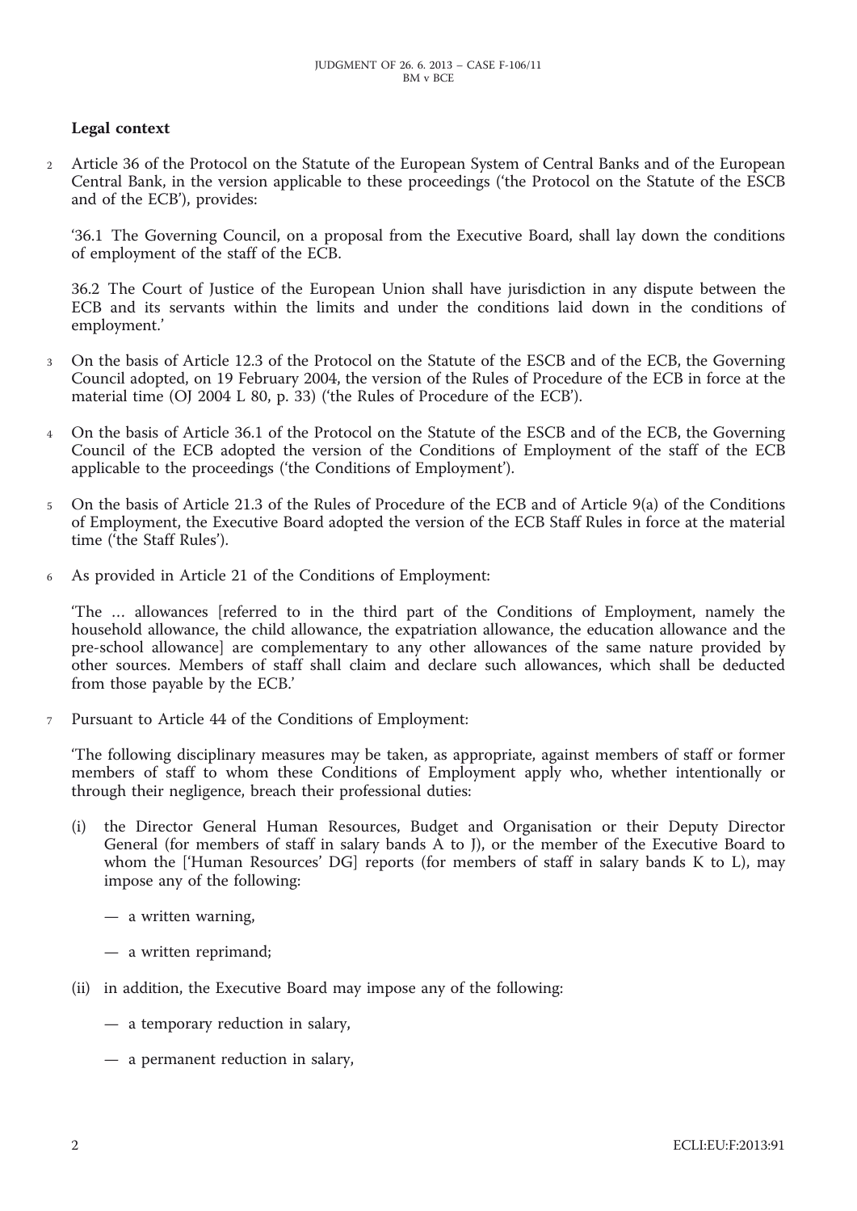**Legal context**

2 Article 36 of the Protocol on the Statute of the European System of Central Banks and of the European Central Bank, in the version applicable to these proceedings ('the Protocol on the Statute of the ESCB and of the ECB'), provides:

'36.1 The Governing Council, on a proposal from the Executive Board, shall lay down the conditions of employment of the staff of the ECB.

36.2 The Court of Justice of the European Union shall have jurisdiction in any dispute between the ECB and its servants within the limits and under the conditions laid down in the conditions of employment.'

3 On the basis of Article 12.3 of the Protocol on the Statute of the ESCB and of the ECB, the Governing Council adopted, on 19 February 2004, the version of the Rules of Procedure of the ECB in force at the material time (OJ 2004 L 80, p. 33) ('the Rules of Procedure of the ECB').

4 On the basis of Article 36.1 of the Protocol on the Statute of the ESCB and of the ECB, the Governing Council of the ECB adopted the version of the Conditions of Employment of the staff of the ECB applicable to the proceedings ('the Conditions of Employment').

5 On the basis of Article 21.3 of the Rules of Procedure of the ECB and of Article 9(a) of the Conditions of Employment, the Executive Board adopted the version of the ECB Staff Rules in force at the material time ('the Staff Rules').

6 As provided in Article 21 of the Conditions of Employment:

'The ... allowances [referred to in the third part of the Conditions of Employment, namely the household allowance, the child allowance, the expatriation allowance, the education allowance and the pre-school allowance] are complementary to any other allowances of the same nature provided by other sources. Members of staff shall claim and declare such allowances, which shall be deducted from those payable by the ECB.'

7 Pursuant to Article 44 of the Conditions of Employment:

'The following disciplinary measures may be taken, as appropriate, against members of staff or former members of staff to whom these Conditions of Employment apply who, whether intentionally or through their negligence, breach their professional duties:

(i) the Director General Human Resources, Budget and Organisation or their Deputy Director General (for members of staff in salary bands A to J), or the member of the Executive Board to whom the ['Human Resources' DG] reports (for members of staff in salary bands K to L), may impose any of the following:

— a written warning,

— a written reprimand;

(ii) in addition, the Executive Board may impose any of the following:

— a temporary reduction in salary,

— a permanent reduction in salary,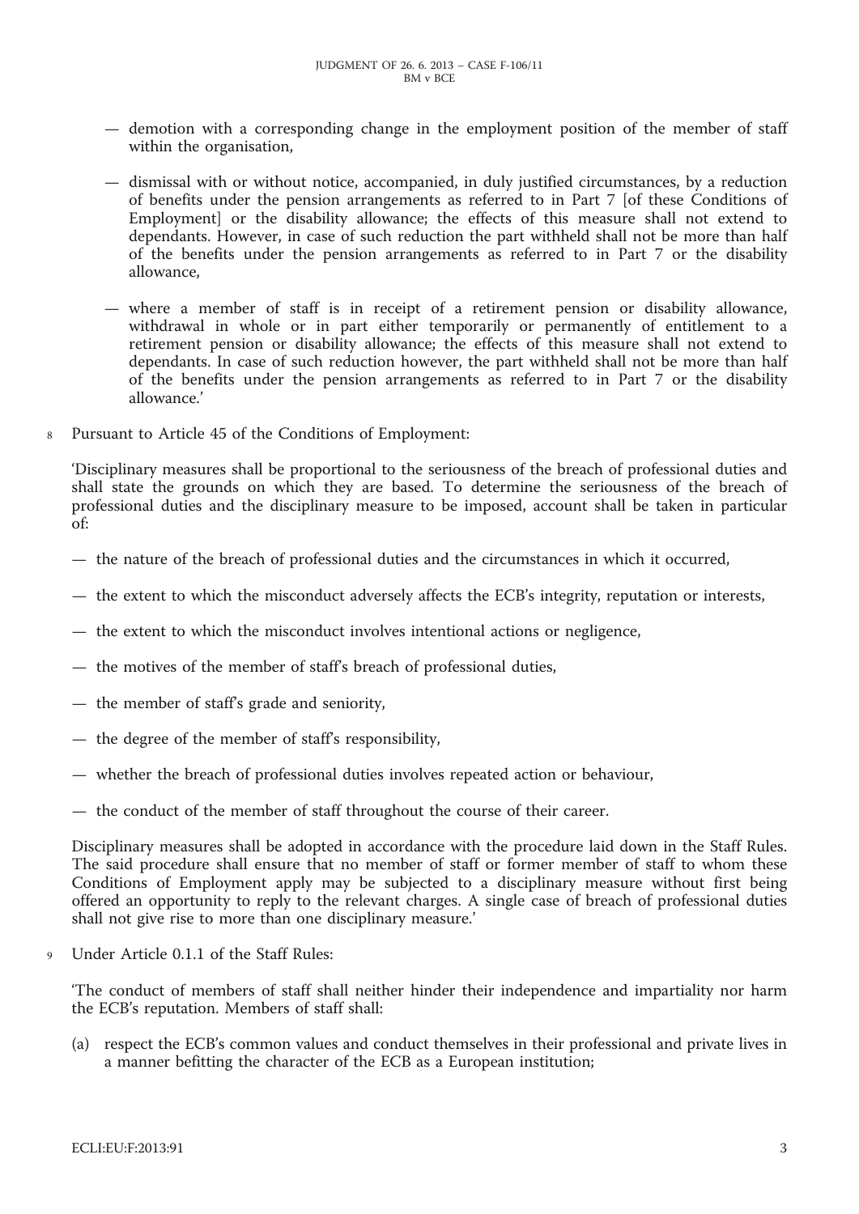- demotion with a corresponding change in the employment position of the member of staff within the organisation,
- dismissal with or without notice, accompanied, in duly justified circumstances, by a reduction of benefits under the pension arrangements as referred to in Part 7 [of these Conditions of Employment] or the disability allowance; the effects of this measure shall not extend to dependants. However, in case of such reduction the part withheld shall not be more than half of the benefits under the pension arrangements as referred to in Part 7 or the disability allowance,
- where a member of staff is in receipt of a retirement pension or disability allowance, withdrawal in whole or in part either temporarily or permanently of entitlement to a retirement pension or disability allowance; the effects of this measure shall not extend to dependants. In case of such reduction however, the part withheld shall not be more than half of the benefits under the pension arrangements as referred to in Part 7 or the disability allowance.'

8 Pursuant to Article 45 of the Conditions of Employment:

'Disciplinary measures shall be proportional to the seriousness of the breach of professional duties and shall state the grounds on which they are based. To determine the seriousness of the breach of professional duties and the disciplinary measure to be imposed, account shall be taken in particular of:

- the nature of the breach of professional duties and the circumstances in which it occurred,
- the extent to which the misconduct adversely affects the ECB's integrity, reputation or interests,
- the extent to which the misconduct involves intentional actions or negligence,
- the motives of the member of staff's breach of professional duties,
- the member of staff's grade and seniority,
- the degree of the member of staff's responsibility,
- whether the breach of professional duties involves repeated action or behaviour,
- the conduct of the member of staff throughout the course of their career.

Disciplinary measures shall be adopted in accordance with the procedure laid down in the Staff Rules. The said procedure shall ensure that no member of staff or former member of staff to whom these Conditions of Employment apply may be subjected to a disciplinary measure without first being offered an opportunity to reply to the relevant charges. A single case of breach of professional duties shall not give rise to more than one disciplinary measure.'

9 Under Article 0.1.1 of the Staff Rules:

'The conduct of members of staff shall neither hinder their independence and impartiality nor harm the ECB's reputation. Members of staff shall:

(a) respect the ECB's common values and conduct themselves in their professional and private lives in a manner befitting the character of the ECB as a European institution;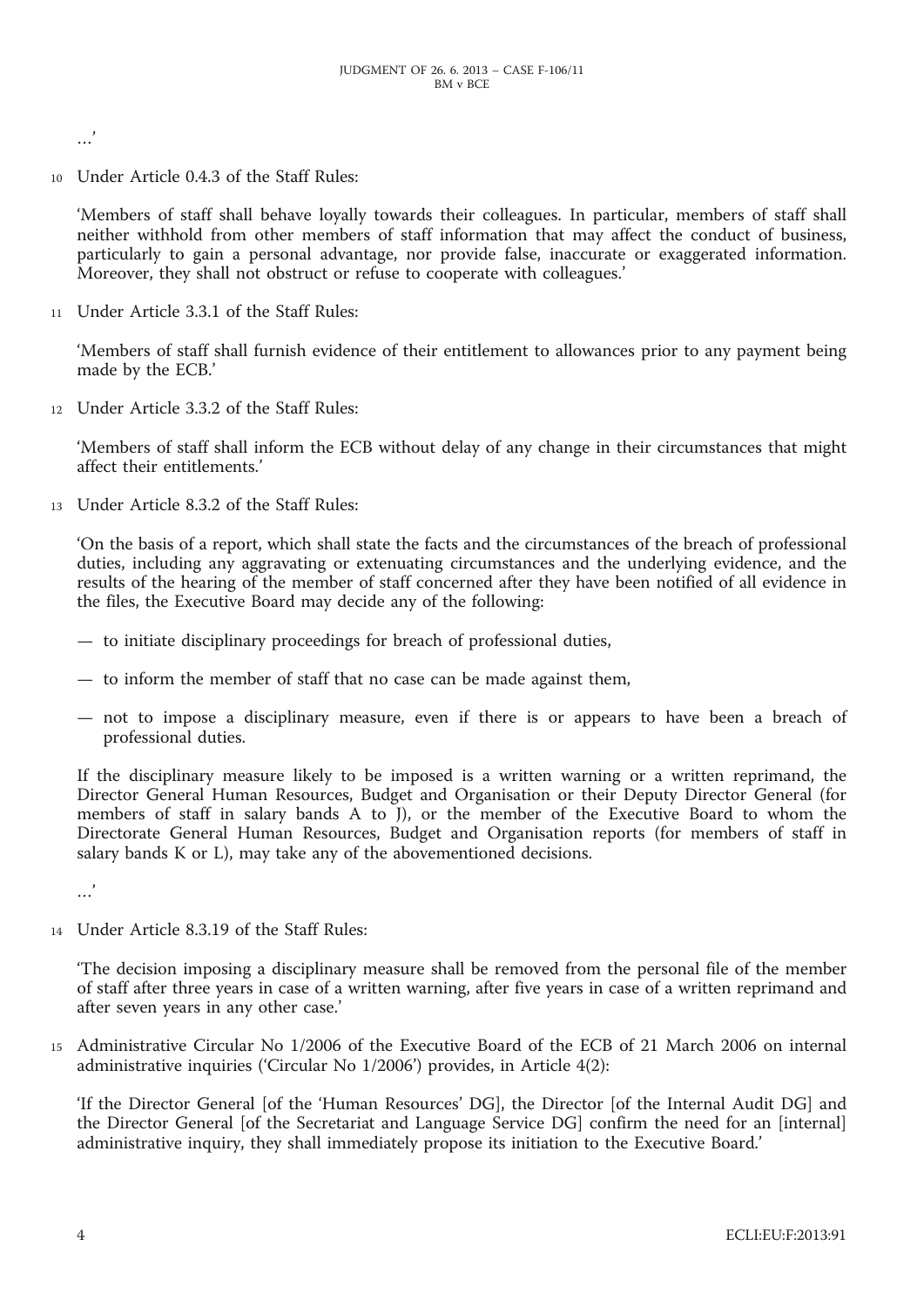…'

10 Under Article 0.4.3 of the Staff Rules:

'Members of staff shall behave loyally towards their colleagues. In particular, members of staff shall neither withhold from other members of staff information that may affect the conduct of business, particularly to gain a personal advantage, nor provide false, inaccurate or exaggerated information. Moreover, they shall not obstruct or refuse to cooperate with colleagues.'

11 Under Article 3.3.1 of the Staff Rules:

'Members of staff shall furnish evidence of their entitlement to allowances prior to any payment being made by the ECB.'

12 Under Article 3.3.2 of the Staff Rules:

'Members of staff shall inform the ECB without delay of any change in their circumstances that might affect their entitlements.'

13 Under Article 8.3.2 of the Staff Rules:

'On the basis of a report, which shall state the facts and the circumstances of the breach of professional duties, including any aggravating or extenuating circumstances and the underlying evidence, and the results of the hearing of the member of staff concerned after they have been notified of all evidence in the files, the Executive Board may decide any of the following:

— to initiate disciplinary proceedings for breach of professional duties,

— to inform the member of staff that no case can be made against them,

— not to impose a disciplinary measure, even if there is or appears to have been a breach of professional duties.

If the disciplinary measure likely to be imposed is a written warning or a written reprimand, the Director General Human Resources, Budget and Organisation or their Deputy Director General (for members of staff in salary bands A to J), or the member of the Executive Board to whom the Directorate General Human Resources, Budget and Organisation reports (for members of staff in salary bands K or L), may take any of the abovementioned decisions.

…'

14 Under Article 8.3.19 of the Staff Rules:

'The decision imposing a disciplinary measure shall be removed from the personal file of the member of staff after three years in case of a written warning, after five years in case of a written reprimand and after seven years in any other case.'

15 Administrative Circular No 1/2006 of the Executive Board of the ECB of 21 March 2006 on internal administrative inquiries ('Circular No 1/2006') provides, in Article 4(2):

'If the Director General [of the 'Human Resources' DG], the Director [of the Internal Audit DG] and the Director General [of the Secretariat and Language Service DG] confirm the need for an [internal] administrative inquiry, they shall immediately propose its initiation to the Executive Board.'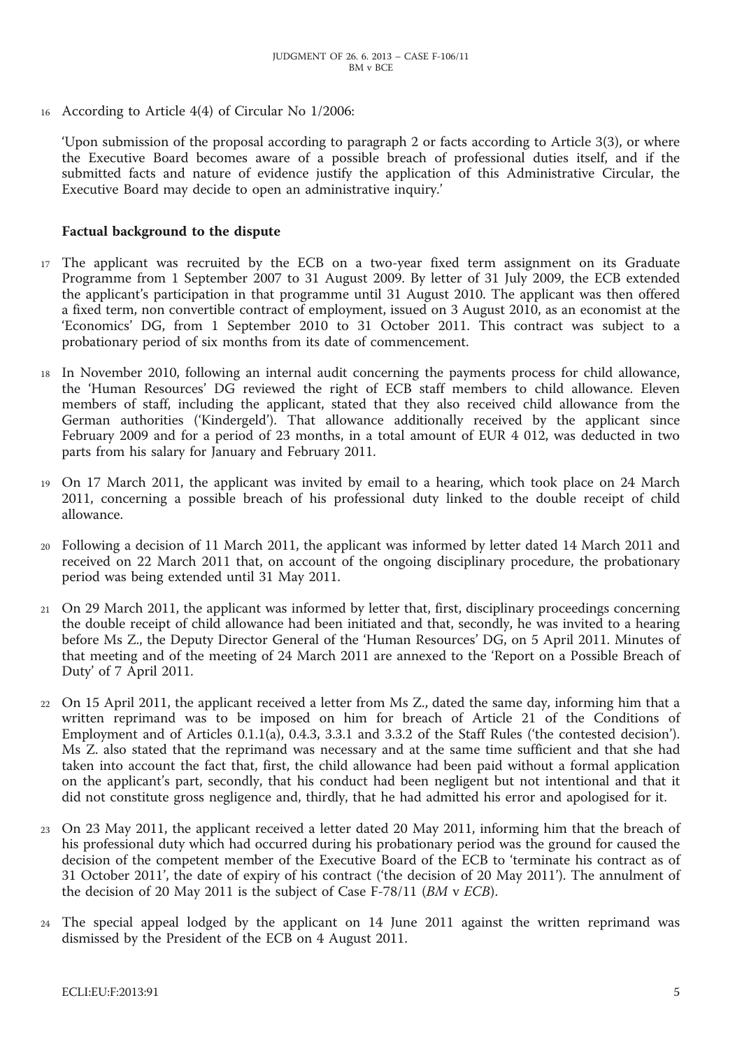16 According to Article 4(4) of Circular No 1/2006:

'Upon submission of the proposal according to paragraph 2 or facts according to Article 3(3), or where the Executive Board becomes aware of a possible breach of professional duties itself, and if the submitted facts and nature of evidence justify the application of this Administrative Circular, the Executive Board may decide to open an administrative inquiry.'

### Factual background to the dispute

17 The applicant was recruited by the ECB on a two-year fixed term assignment on its Graduate Programme from 1 September 2007 to 31 August 2009. By letter of 31 July 2009, the ECB extended the applicant's participation in that programme until 31 August 2010. The applicant was then offered a fixed term, non convertible contract of employment, issued on 3 August 2010, as an economist at the 'Economics' DG, from 1 September 2010 to 31 October 2011. This contract was subject to a probationary period of six months from its date of commencement.

18 In November 2010, following an internal audit concerning the payments process for child allowance, the 'Human Resources' DG reviewed the right of ECB staff members to child allowance. Eleven members of staff, including the applicant, stated that they also received child allowance from the German authorities ('Kindergeld'). That allowance additionally received by the applicant since February 2009 and for a period of 23 months, in a total amount of EUR 4 012, was deducted in two parts from his salary for January and February 2011.

19 On 17 March 2011, the applicant was invited by email to a hearing, which took place on 24 March 2011, concerning a possible breach of his professional duty linked to the double receipt of child allowance.

20 Following a decision of 11 March 2011, the applicant was informed by letter dated 14 March 2011 and received on 22 March 2011 that, on account of the ongoing disciplinary procedure, the probationary period was being extended until 31 May 2011.

21 On 29 March 2011, the applicant was informed by letter that, first, disciplinary proceedings concerning the double receipt of child allowance had been initiated and that, secondly, he was invited to a hearing before Ms Z., the Deputy Director General of the 'Human Resources' DG, on 5 April 2011. Minutes of that meeting and of the meeting of 24 March 2011 are annexed to the 'Report on a Possible Breach of Duty' of 7 April 2011.

22 On 15 April 2011, the applicant received a letter from Ms Z., dated the same day, informing him that a written reprimand was to be imposed on him for breach of Article 21 of the Conditions of Employment and of Articles 0.1.1(a), 0.4.3, 3.3.1 and 3.3.2 of the Staff Rules ('the contested decision'). Ms Z. also stated that the reprimand was necessary and at the same time sufficient and that she had taken into account the fact that, first, the child allowance had been paid without a formal application on the applicant's part, secondly, that his conduct had been negligent but not intentional and that it did not constitute gross negligence and, thirdly, that he had admitted his error and apologised for it.

23 On 23 May 2011, the applicant received a letter dated 20 May 2011, informing him that the breach of his professional duty which had occurred during his probationary period was the ground for caused the decision of the competent member of the Executive Board of the ECB to 'terminate his contract as of 31 October 2011', the date of expiry of his contract ('the decision of 20 May 2011'). The annulment of the decision of 20 May 2011 is the subject of Case F-78/11 (*BM* v *ECB*).

24 The special appeal lodged by the applicant on 14 June 2011 against the written reprimand was dismissed by the President of the ECB on 4 August 2011.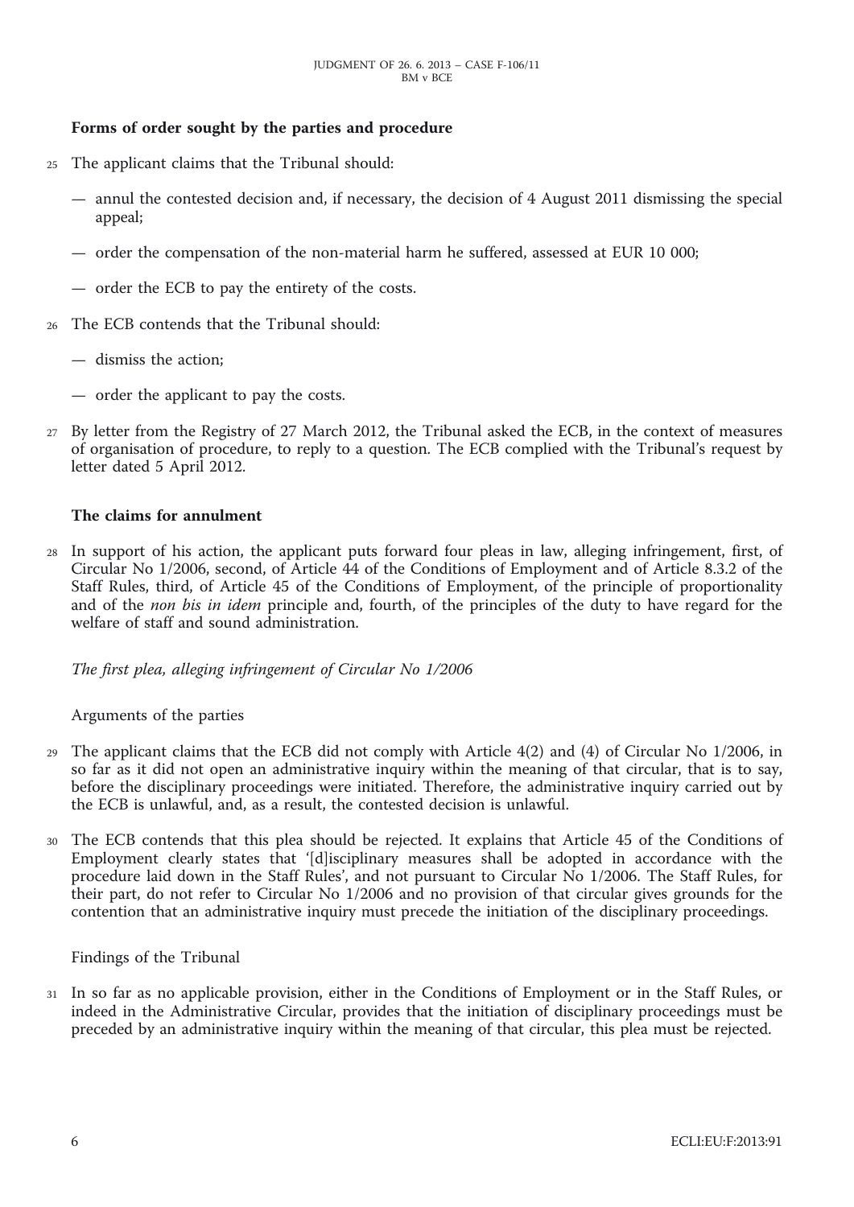### Forms of order sought by the parties and procedure

25 The applicant claims that the Tribunal should:

— annul the contested decision and, if necessary, the decision of 4 August 2011 dismissing the special appeal;

— order the compensation of the non-material harm he suffered, assessed at EUR 10 000;

— order the ECB to pay the entirety of the costs.

26 The ECB contends that the Tribunal should:

— dismiss the action;

— order the applicant to pay the costs.

27 By letter from the Registry of 27 March 2012, the Tribunal asked the ECB, in the context of measures of organisation of procedure, to reply to a question. The ECB complied with the Tribunal's request by letter dated 5 April 2012.

### The claims for annulment

28 In support of his action, the applicant puts forward four pleas in law, alleging infringement, first, of Circular No 1/2006, second, of Article 44 of the Conditions of Employment and of Article 8.3.2 of the Staff Rules, third, of Article 45 of the Conditions of Employment, of the principle of proportionality and of the *non bis in idem* principle and, fourth, of the principles of the duty to have regard for the welfare of staff and sound administration.

*The first plea, alleging infringement of Circular No 1/2006*

Arguments of the parties

29 The applicant claims that the ECB did not comply with Article 4(2) and (4) of Circular No 1/2006, in so far as it did not open an administrative inquiry within the meaning of that circular, that is to say, before the disciplinary proceedings were initiated. Therefore, the administrative inquiry carried out by the ECB is unlawful, and, as a result, the contested decision is unlawful.

30 The ECB contends that this plea should be rejected. It explains that Article 45 of the Conditions of Employment clearly states that '[d]isciplinary measures shall be adopted in accordance with the procedure laid down in the Staff Rules', and not pursuant to Circular No 1/2006. The Staff Rules, for their part, do not refer to Circular No 1/2006 and no provision of that circular gives grounds for the contention that an administrative inquiry must precede the initiation of the disciplinary proceedings.

Findings of the Tribunal

31 In so far as no applicable provision, either in the Conditions of Employment or in the Staff Rules, or indeed in the Administrative Circular, provides that the initiation of disciplinary proceedings must be preceded by an administrative inquiry within the meaning of that circular, this plea must be rejected.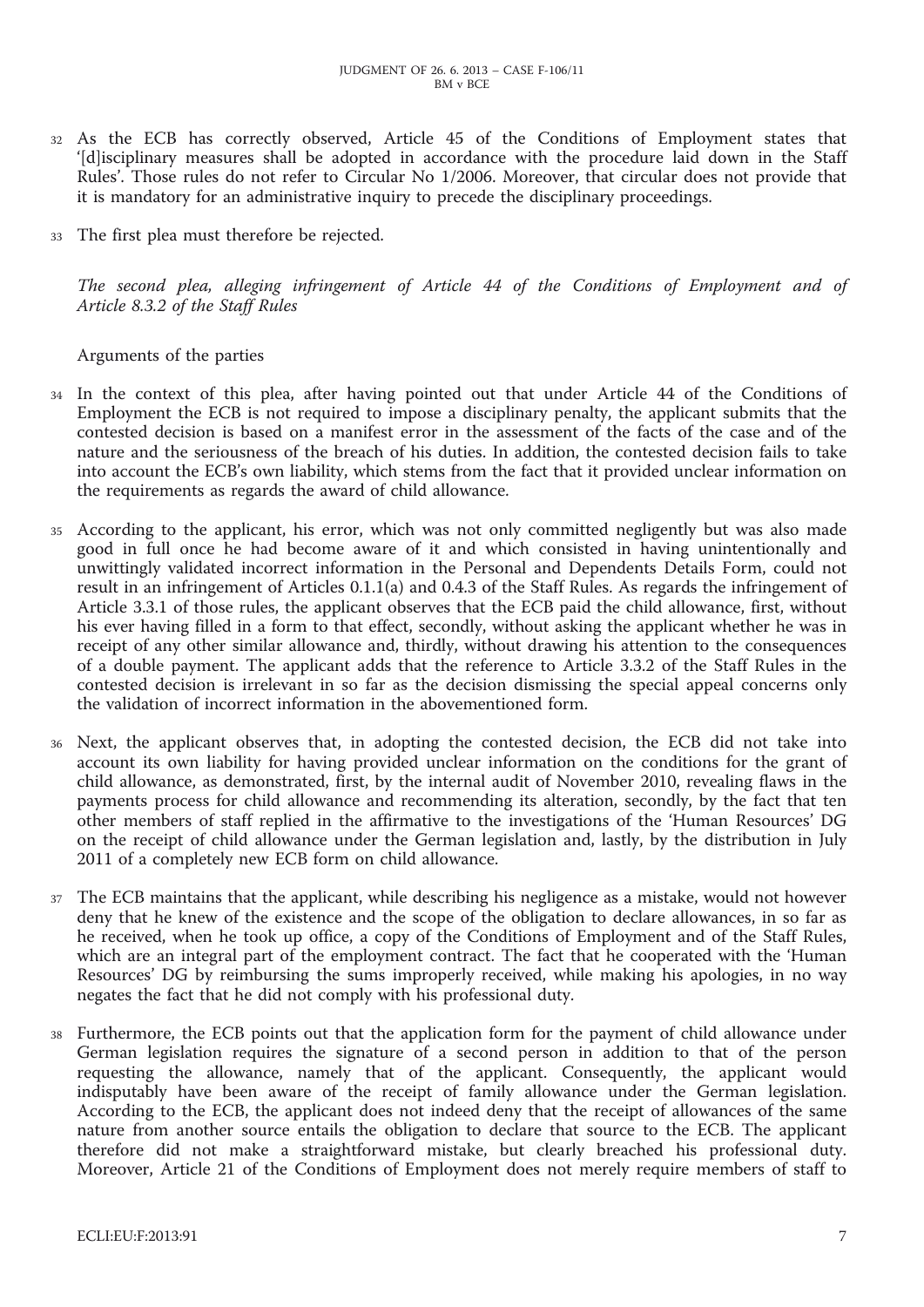32 As the ECB has correctly observed, Article 45 of the Conditions of Employment states that '[d]isciplinary measures shall be adopted in accordance with the procedure laid down in the Staff Rules'. Those rules do not refer to Circular No 1/2006. Moreover, that circular does not provide that it is mandatory for an administrative inquiry to precede the disciplinary proceedings.

33 The first plea must therefore be rejected.

*The second plea, alleging infringement of Article 44 of the Conditions of Employment and of Article 8.3.2 of the Staff Rules*

Arguments of the parties

34 In the context of this plea, after having pointed out that under Article 44 of the Conditions of Employment the ECB is not required to impose a disciplinary penalty, the applicant submits that the contested decision is based on a manifest error in the assessment of the facts of the case and of the nature and the seriousness of the breach of his duties. In addition, the contested decision fails to take into account the ECB's own liability, which stems from the fact that it provided unclear information on the requirements as regards the award of child allowance.

35 According to the applicant, his error, which was not only committed negligently but was also made good in full once he had become aware of it and which consisted in having unintentionally and unwittingly validated incorrect information in the Personal and Dependents Details Form, could not result in an infringement of Articles 0.1.1(a) and 0.4.3 of the Staff Rules. As regards the infringement of Article 3.3.1 of those rules, the applicant observes that the ECB paid the child allowance, first, without his ever having filled in a form to that effect, secondly, without asking the applicant whether he was in receipt of any other similar allowance and, thirdly, without drawing his attention to the consequences of a double payment. The applicant adds that the reference to Article 3.3.2 of the Staff Rules in the contested decision is irrelevant in so far as the decision dismissing the special appeal concerns only the validation of incorrect information in the abovementioned form.

36 Next, the applicant observes that, in adopting the contested decision, the ECB did not take into account its own liability for having provided unclear information on the conditions for the grant of child allowance, as demonstrated, first, by the internal audit of November 2010, revealing flaws in the payments process for child allowance and recommending its alteration, secondly, by the fact that ten other members of staff replied in the affirmative to the investigations of the 'Human Resources' DG on the receipt of child allowance under the German legislation and, lastly, by the distribution in July 2011 of a completely new ECB form on child allowance.

37 The ECB maintains that the applicant, while describing his negligence as a mistake, would not however deny that he knew of the existence and the scope of the obligation to declare allowances, in so far as he received, when he took up office, a copy of the Conditions of Employment and of the Staff Rules, which are an integral part of the employment contract. The fact that he cooperated with the 'Human Resources' DG by reimbursing the sums improperly received, while making his apologies, in no way negates the fact that he did not comply with his professional duty.

38 Furthermore, the ECB points out that the application form for the payment of child allowance under German legislation requires the signature of a second person in addition to that of the person requesting the allowance, namely that of the applicant. Consequently, the applicant would indisputably have been aware of the receipt of family allowance under the German legislation. According to the ECB, the applicant does not indeed deny that the receipt of allowances of the same nature from another source entails the obligation to declare that source to the ECB. The applicant therefore did not make a straightforward mistake, but clearly breached his professional duty. Moreover, Article 21 of the Conditions of Employment does not merely require members of staff to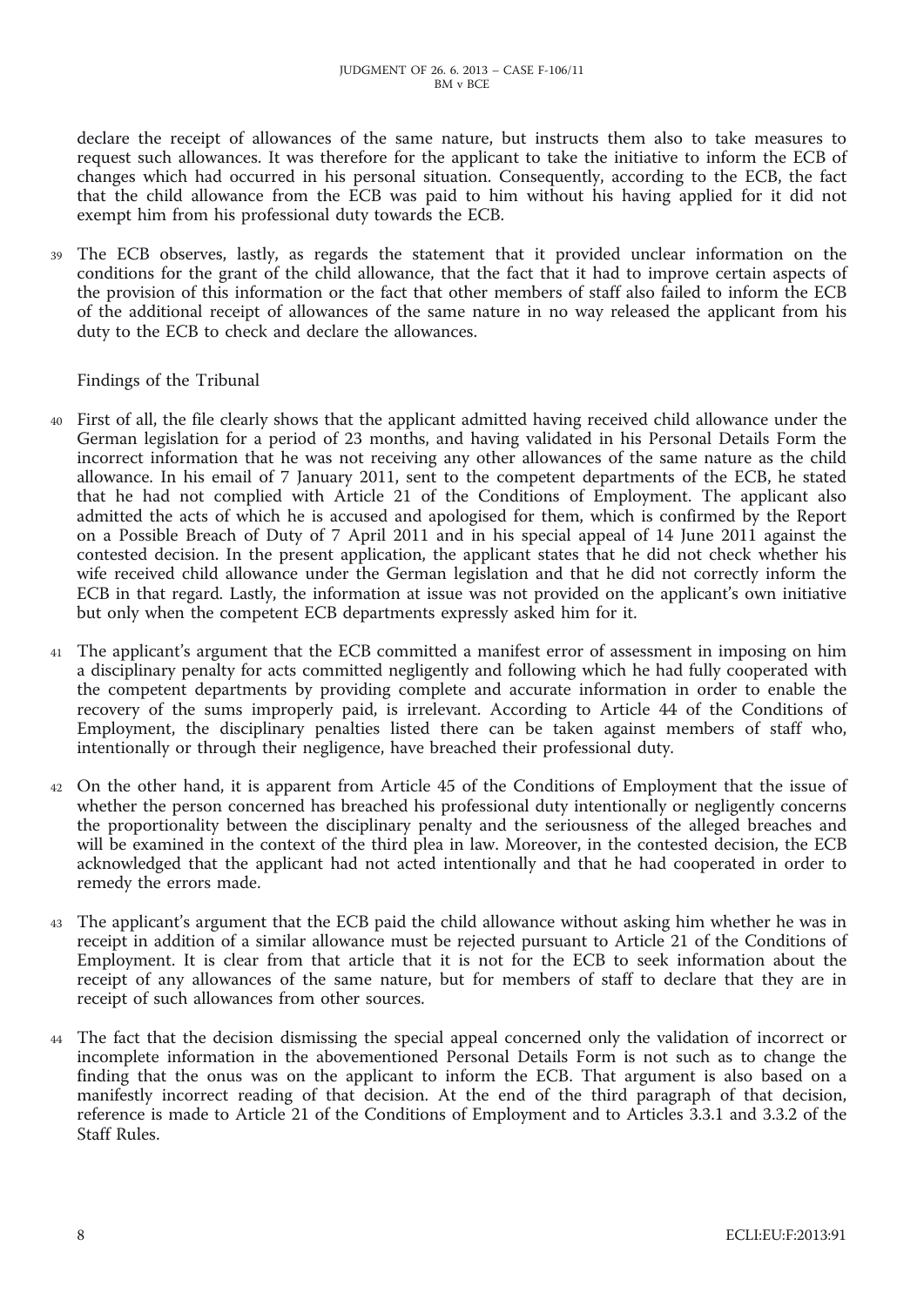declare the receipt of allowances of the same nature, but instructs them also to take measures to request such allowances. It was therefore for the applicant to take the initiative to inform the ECB of changes which had occurred in his personal situation. Consequently, according to the ECB, the fact that the child allowance from the ECB was paid to him without his having applied for it did not exempt him from his professional duty towards the ECB.

39 The ECB observes, lastly, as regards the statement that it provided unclear information on the conditions for the grant of the child allowance, that the fact that it had to improve certain aspects of the provision of this information or the fact that other members of staff also failed to inform the ECB of the additional receipt of allowances of the same nature in no way released the applicant from his duty to the ECB to check and declare the allowances.

Findings of the Tribunal

40 First of all, the file clearly shows that the applicant admitted having received child allowance under the German legislation for a period of 23 months, and having validated in his Personal Details Form the incorrect information that he was not receiving any other allowances of the same nature as the child allowance. In his email of 7 January 2011, sent to the competent departments of the ECB, he stated that he had not complied with Article 21 of the Conditions of Employment. The applicant also admitted the acts of which he is accused and apologised for them, which is confirmed by the Report on a Possible Breach of Duty of 7 April 2011 and in his special appeal of 14 June 2011 against the contested decision. In the present application, the applicant states that he did not check whether his wife received child allowance under the German legislation and that he did not correctly inform the ECB in that regard. Lastly, the information at issue was not provided on the applicant's own initiative but only when the competent ECB departments expressly asked him for it.

41 The applicant's argument that the ECB committed a manifest error of assessment in imposing on him a disciplinary penalty for acts committed negligently and following which he had fully cooperated with the competent departments by providing complete and accurate information in order to enable the recovery of the sums improperly paid, is irrelevant. According to Article 44 of the Conditions of Employment, the disciplinary penalties listed there can be taken against members of staff who, intentionally or through their negligence, have breached their professional duty.

42 On the other hand, it is apparent from Article 45 of the Conditions of Employment that the issue of whether the person concerned has breached his professional duty intentionally or negligently concerns the proportionality between the disciplinary penalty and the seriousness of the alleged breaches and will be examined in the context of the third plea in law. Moreover, in the contested decision, the ECB acknowledged that the applicant had not acted intentionally and that he had cooperated in order to remedy the errors made.

43 The applicant's argument that the ECB paid the child allowance without asking him whether he was in receipt in addition of a similar allowance must be rejected pursuant to Article 21 of the Conditions of Employment. It is clear from that article that it is not for the ECB to seek information about the receipt of any allowances of the same nature, but for members of staff to declare that they are in receipt of such allowances from other sources.

44 The fact that the decision dismissing the special appeal concerned only the validation of incorrect or incomplete information in the abovementioned Personal Details Form is not such as to change the finding that the onus was on the applicant to inform the ECB. That argument is also based on a manifestly incorrect reading of that decision. At the end of the third paragraph of that decision, reference is made to Article 21 of the Conditions of Employment and to Articles 3.3.1 and 3.3.2 of the Staff Rules.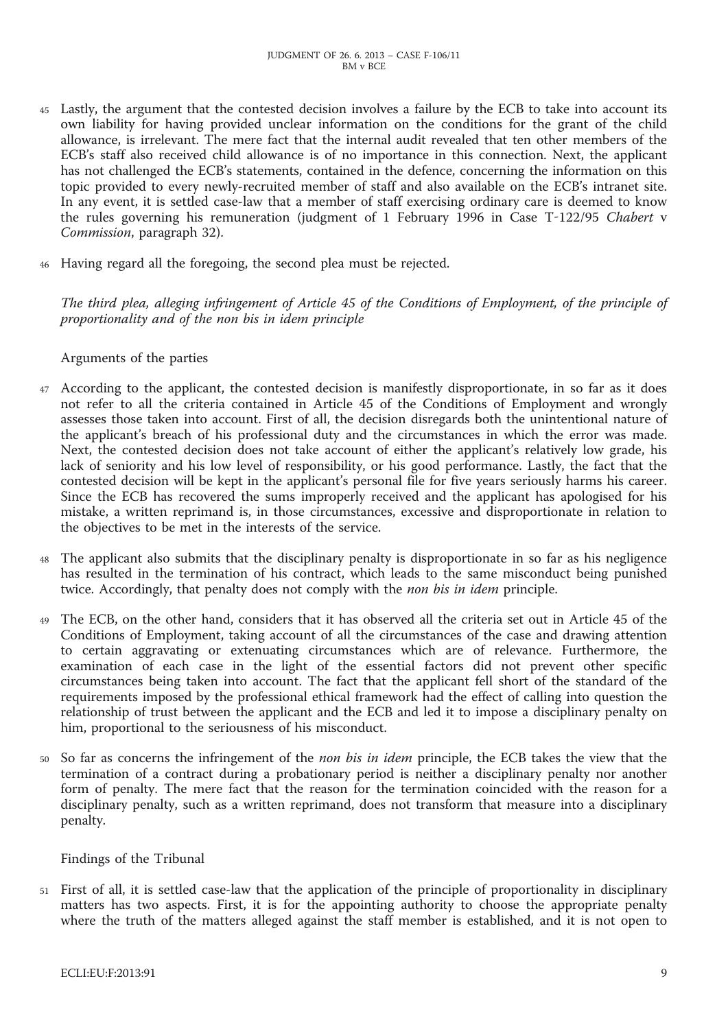45 Lastly, the argument that the contested decision involves a failure by the ECB to take into account its own liability for having provided unclear information on the conditions for the grant of the child allowance, is irrelevant. The mere fact that the internal audit revealed that ten other members of the ECB's staff also received child allowance is of no importance in this connection. Next, the applicant has not challenged the ECB's statements, contained in the defence, concerning the information on this topic provided to every newly-recruited member of staff and also available on the ECB's intranet site. In any event, it is settled case-law that a member of staff exercising ordinary care is deemed to know the rules governing his remuneration (judgment of 1 February 1996 in Case T-122/95 *Chabert* v *Commission*, paragraph 32).

46 Having regard all the foregoing, the second plea must be rejected.

*The third plea, alleging infringement of Article 45 of the Conditions of Employment, of the principle of proportionality and of the non bis in idem principle*

Arguments of the parties

47 According to the applicant, the contested decision is manifestly disproportionate, in so far as it does not refer to all the criteria contained in Article 45 of the Conditions of Employment and wrongly assesses those taken into account. First of all, the decision disregards both the unintentional nature of the applicant's breach of his professional duty and the circumstances in which the error was made. Next, the contested decision does not take account of either the applicant's relatively low grade, his lack of seniority and his low level of responsibility, or his good performance. Lastly, the fact that the contested decision will be kept in the applicant's personal file for five years seriously harms his career. Since the ECB has recovered the sums improperly received and the applicant has apologised for his mistake, a written reprimand is, in those circumstances, excessive and disproportionate in relation to the objectives to be met in the interests of the service.

48 The applicant also submits that the disciplinary penalty is disproportionate in so far as his negligence has resulted in the termination of his contract, which leads to the same misconduct being punished twice. Accordingly, that penalty does not comply with the *non bis in idem* principle.

49 The ECB, on the other hand, considers that it has observed all the criteria set out in Article 45 of the Conditions of Employment, taking account of all the circumstances of the case and drawing attention to certain aggravating or extenuating circumstances which are of relevance. Furthermore, the examination of each case in the light of the essential factors did not prevent other specific circumstances being taken into account. The fact that the applicant fell short of the standard of the requirements imposed by the professional ethical framework had the effect of calling into question the relationship of trust between the applicant and the ECB and led it to impose a disciplinary penalty on him, proportional to the seriousness of his misconduct.

50 So far as concerns the infringement of the *non bis in idem* principle, the ECB takes the view that the termination of a contract during a probationary period is neither a disciplinary penalty nor another form of penalty. The mere fact that the reason for the termination coincided with the reason for a disciplinary penalty, such as a written reprimand, does not transform that measure into a disciplinary penalty.

Findings of the Tribunal

51 First of all, it is settled case-law that the application of the principle of proportionality in disciplinary matters has two aspects. First, it is for the appointing authority to choose the appropriate penalty where the truth of the matters alleged against the staff member is established, and it is not open to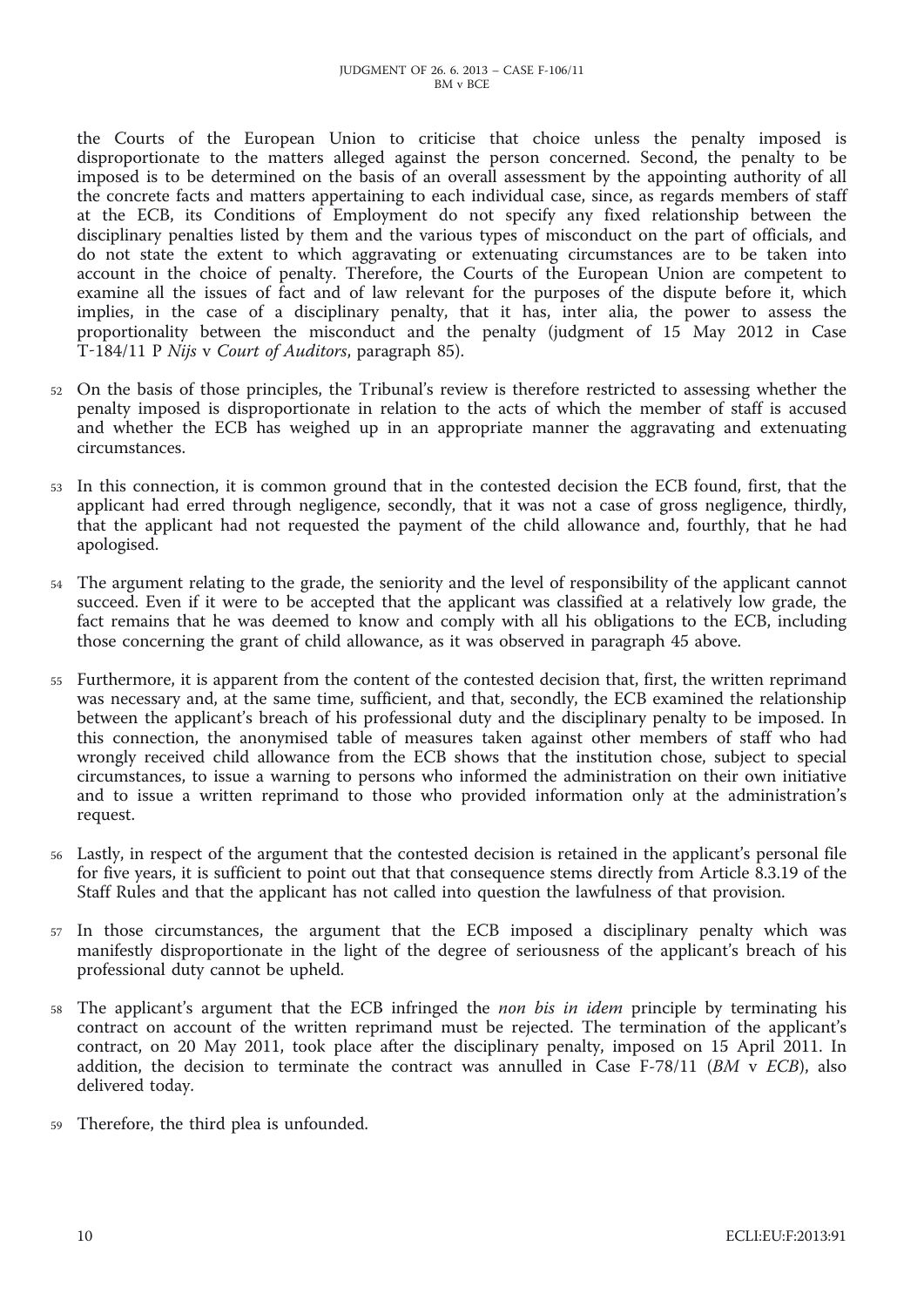the Courts of the European Union to criticise that choice unless the penalty imposed is disproportionate to the matters alleged against the person concerned. Second, the penalty to be imposed is to be determined on the basis of an overall assessment by the appointing authority of all the concrete facts and matters appertaining to each individual case, since, as regards members of staff at the ECB, its Conditions of Employment do not specify any fixed relationship between the disciplinary penalties listed by them and the various types of misconduct on the part of officials, and do not state the extent to which aggravating or extenuating circumstances are to be taken into account in the choice of penalty. Therefore, the Courts of the European Union are competent to examine all the issues of fact and of law relevant for the purposes of the dispute before it, which implies, in the case of a disciplinary penalty, that it has, inter alia, the power to assess the proportionality between the misconduct and the penalty (judgment of 15 May 2012 in Case T-184/11 P *Nijs* v *Court of Auditors*, paragraph 85).

52 On the basis of those principles, the Tribunal's review is therefore restricted to assessing whether the penalty imposed is disproportionate in relation to the acts of which the member of staff is accused and whether the ECB has weighed up in an appropriate manner the aggravating and extenuating circumstances.

53 In this connection, it is common ground that in the contested decision the ECB found, first, that the applicant had erred through negligence, secondly, that it was not a case of gross negligence, thirdly, that the applicant had not requested the payment of the child allowance and, fourthly, that he had apologised.

54 The argument relating to the grade, the seniority and the level of responsibility of the applicant cannot succeed. Even if it were to be accepted that the applicant was classified at a relatively low grade, the fact remains that he was deemed to know and comply with all his obligations to the ECB, including those concerning the grant of child allowance, as it was observed in paragraph 45 above.

55 Furthermore, it is apparent from the content of the contested decision that, first, the written reprimand was necessary and, at the same time, sufficient, and that, secondly, the ECB examined the relationship between the applicant's breach of his professional duty and the disciplinary penalty to be imposed. In this connection, the anonymised table of measures taken against other members of staff who had wrongly received child allowance from the ECB shows that the institution chose, subject to special circumstances, to issue a warning to persons who informed the administration on their own initiative and to issue a written reprimand to those who provided information only at the administration's request.

56 Lastly, in respect of the argument that the contested decision is retained in the applicant's personal file for five years, it is sufficient to point out that that consequence stems directly from Article 8.3.19 of the Staff Rules and that the applicant has not called into question the lawfulness of that provision.

57 In those circumstances, the argument that the ECB imposed a disciplinary penalty which was manifestly disproportionate in the light of the degree of seriousness of the applicant's breach of his professional duty cannot be upheld.

58 The applicant's argument that the ECB infringed the *non bis in idem* principle by terminating his contract on account of the written reprimand must be rejected. The termination of the applicant's contract, on 20 May 2011, took place after the disciplinary penalty, imposed on 15 April 2011. In addition, the decision to terminate the contract was annulled in Case F-78/11 (*BM* v *ECB*), also delivered today.

59 Therefore, the third plea is unfounded.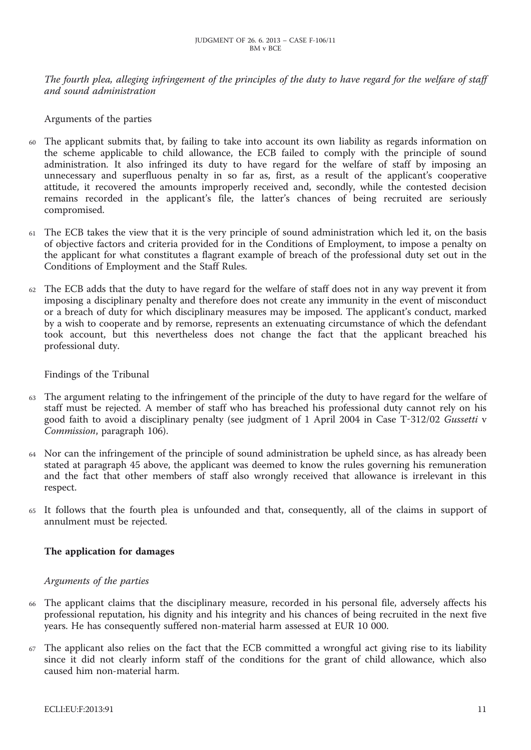*The fourth plea, alleging infringement of the principles of the duty to have regard for the welfare of staff and sound administration*

Arguments of the parties

60 The applicant submits that, by failing to take into account its own liability as regards information on the scheme applicable to child allowance, the ECB failed to comply with the principle of sound administration. It also infringed its duty to have regard for the welfare of staff by imposing an unnecessary and superfluous penalty in so far as, first, as a result of the applicant's cooperative attitude, it recovered the amounts improperly received and, secondly, while the contested decision remains recorded in the applicant's file, the latter's chances of being recruited are seriously compromised.

61 The ECB takes the view that it is the very principle of sound administration which led it, on the basis of objective factors and criteria provided for in the Conditions of Employment, to impose a penalty on the applicant for what constitutes a flagrant example of breach of the professional duty set out in the Conditions of Employment and the Staff Rules.

62 The ECB adds that the duty to have regard for the welfare of staff does not in any way prevent it from imposing a disciplinary penalty and therefore does not create any immunity in the event of misconduct or a breach of duty for which disciplinary measures may be imposed. The applicant's conduct, marked by a wish to cooperate and by remorse, represents an extenuating circumstance of which the defendant took account, but this nevertheless does not change the fact that the applicant breached his professional duty.

Findings of the Tribunal

63 The argument relating to the infringement of the principle of the duty to have regard for the welfare of staff must be rejected. A member of staff who has breached his professional duty cannot rely on his good faith to avoid a disciplinary penalty (see judgment of 1 April 2004 in Case T-312/02 *Gussetti* v *Commission*, paragraph 106).

64 Nor can the infringement of the principle of sound administration be upheld since, as has already been stated at paragraph 45 above, the applicant was deemed to know the rules governing his remuneration and the fact that other members of staff also wrongly received that allowance is irrelevant in this respect.

65 It follows that the fourth plea is unfounded and that, consequently, all of the claims in support of annulment must be rejected.

**The application for damages**

*Arguments of the parties*

66 The applicant claims that the disciplinary measure, recorded in his personal file, adversely affects his professional reputation, his dignity and his integrity and his chances of being recruited in the next five years. He has consequently suffered non-material harm assessed at EUR 10 000.

67 The applicant also relies on the fact that the ECB committed a wrongful act giving rise to its liability since it did not clearly inform staff of the conditions for the grant of child allowance, which also caused him non-material harm.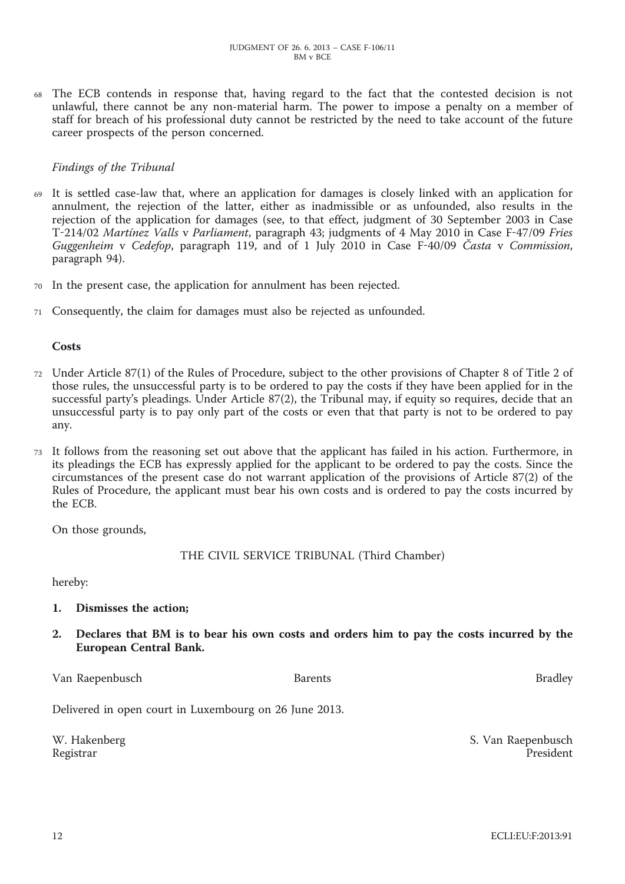68 The ECB contends in response that, having regard to the fact that the contested decision is not unlawful, there cannot be any non-material harm. The power to impose a penalty on a member of staff for breach of his professional duty cannot be restricted by the need to take account of the future career prospects of the person concerned.

*Findings of the Tribunal*

69 It is settled case-law that, where an application for damages is closely linked with an application for annulment, the rejection of the latter, either as inadmissible or as unfounded, also results in the rejection of the application for damages (see, to that effect, judgment of 30 September 2003 in Case T-214/02 *Martínez Valls* v *Parliament*, paragraph 43; judgments of 4 May 2010 in Case F-47/09 *Fries Guggenheim* v *Cedefop*, paragraph 119, and of 1 July 2010 in Case F-40/09 *Časta* v *Commission*, paragraph 94).

70 In the present case, the application for annulment has been rejected.

71 Consequently, the claim for damages must also be rejected as unfounded.

**Costs**

72 Under Article 87(1) of the Rules of Procedure, subject to the other provisions of Chapter 8 of Title 2 of those rules, the unsuccessful party is to be ordered to pay the costs if they have been applied for in the successful party's pleadings. Under Article 87(2), the Tribunal may, if equity so requires, decide that an unsuccessful party is to pay only part of the costs or even that that party is not to be ordered to pay any.

73 It follows from the reasoning set out above that the applicant has failed in his action. Furthermore, in its pleadings the ECB has expressly applied for the applicant to be ordered to pay the costs. Since the circumstances of the present case do not warrant application of the provisions of Article 87(2) of the Rules of Procedure, the applicant must bear his own costs and is ordered to pay the costs incurred by the ECB.

On those grounds,

THE CIVIL SERVICE TRIBUNAL (Third Chamber)

hereby:

1. **Dismisses the action;**

2. **Declares that BM is to bear his own costs and orders him to pay the costs incurred by the European Central Bank.**

Van Raepenbusch Barents Bradley

Delivered in open court in Luxembourg on 26 June 2013.

W. Hakenberg
Registrar

S. Van Raepenbusch
President